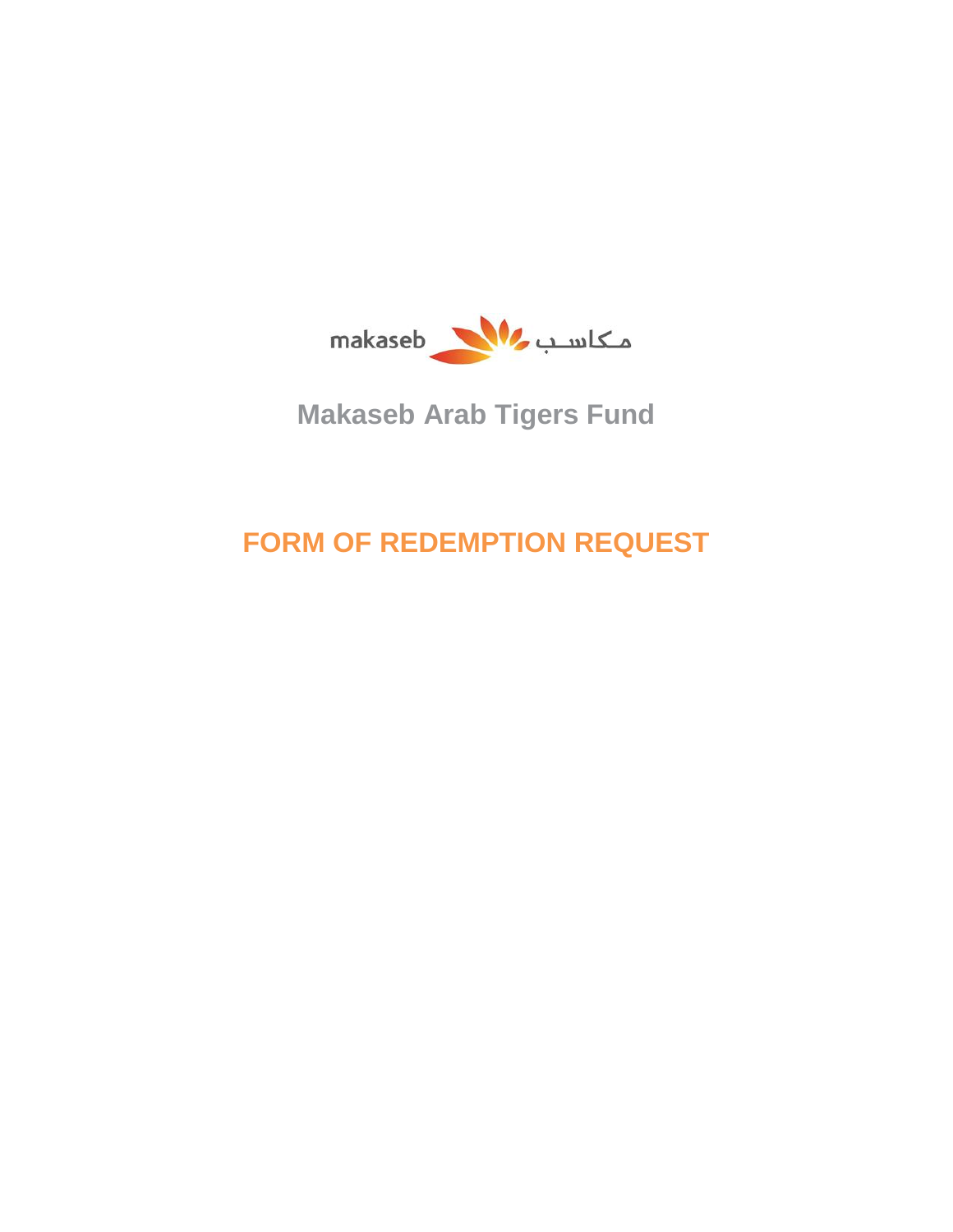makaseb مكاسب

# Makaseb Arab Tigers Fund

## FORM OF REDEMPTION REQUEST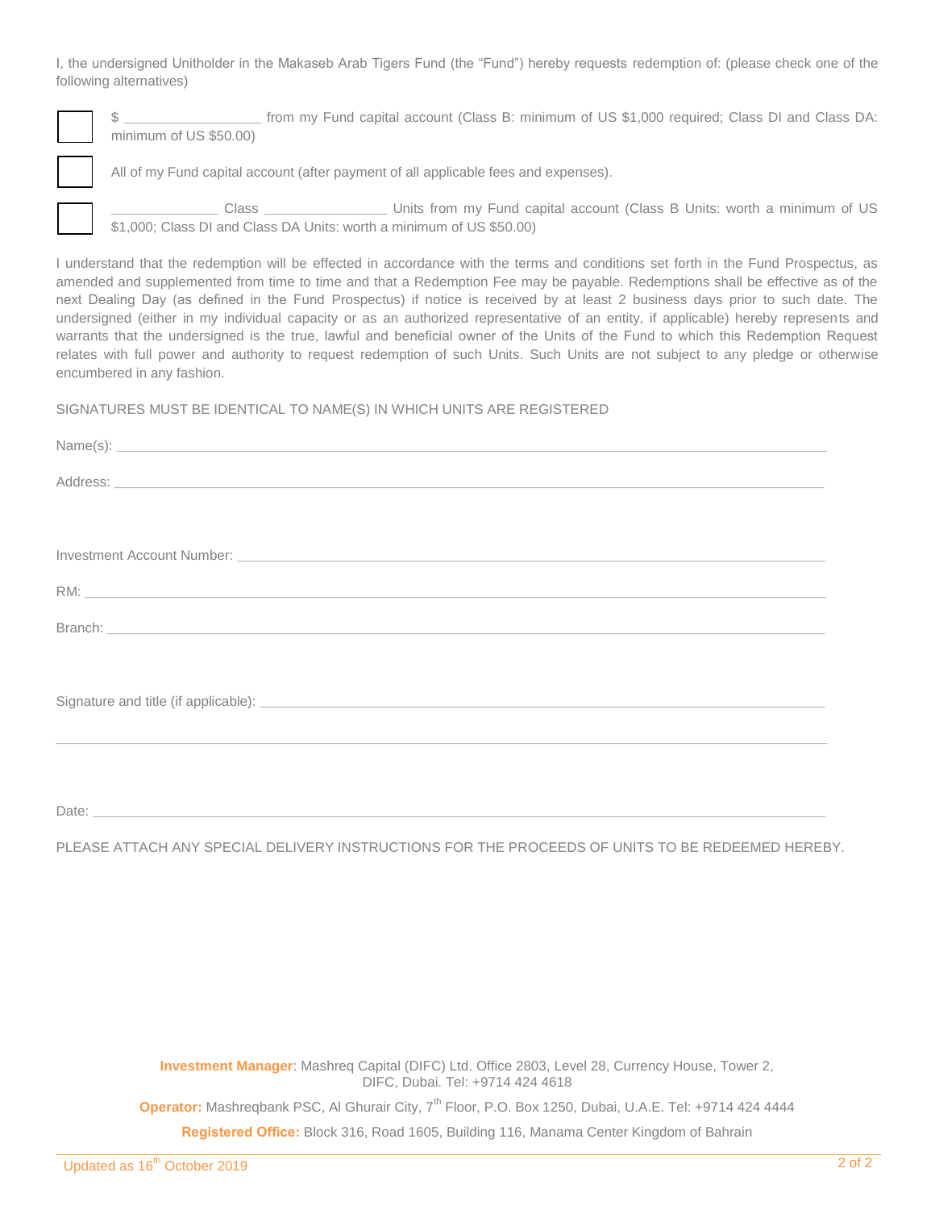I, the undersigned Unitholder in the Makaseb Arab Tigers Fund (the "Fund") hereby requests redemption of: (please check one of the following alternatives)

☐ $ _________________ from my Fund capital account (Class B: minimum of US $1,000 required; Class DI and Class DA: minimum of US $50.00)

☐ All of my Fund capital account (after payment of all applicable fees and expenses).

☐ _____________ Class _______________ Units from my Fund capital account (Class B Units: worth a minimum of US $1,000; Class DI and Class DA Units: worth a minimum of US $50.00)

I understand that the redemption will be effected in accordance with the terms and conditions set forth in the Fund Prospectus, as amended and supplemented from time to time and that a Redemption Fee may be payable. Redemptions shall be effective as of the next Dealing Day (as defined in the Fund Prospectus) if notice is received by at least 2 business days prior to such date. The undersigned (either in my individual capacity or as an authorized representative of an entity, if applicable) hereby represents and warrants that the undersigned is the true, lawful and beneficial owner of the Units of the Fund to which this Redemption Request relates with full power and authority to request redemption of such Units. Such Units are not subject to any pledge or otherwise encumbered in any fashion.

SIGNATURES MUST BE IDENTICAL TO NAME(S) IN WHICH UNITS ARE REGISTERED

Name(s): ______________________________________________________________________

Address: ______________________________________________________________________

Investment Account Number: ______________________________________________________

RM: __________________________________________________________________________

Branch: _______________________________________________________________________

Signature and title (if applicable): _________________________________________________

______________________________________________________________________________

Date: _________________________________________________________________________

PLEASE ATTACH ANY SPECIAL DELIVERY INSTRUCTIONS FOR THE PROCEEDS OF UNITS TO BE REDEEMED HEREBY.

**Investment Manager**: Mashreq Capital (DIFC) Ltd. Office 2803, Level 28, Currency House, Tower 2, DIFC, Dubai. Tel: +9714 424 4618

**Operator:** Mashreqbank PSC, Al Ghurair City, 7th Floor, P.O. Box 1250, Dubai, U.A.E. Tel: +9714 424 4444

**Registered Office:** Block 316, Road 1605, Building 116, Manama Center Kingdom of Bahrain

Updated as 16th October 2019